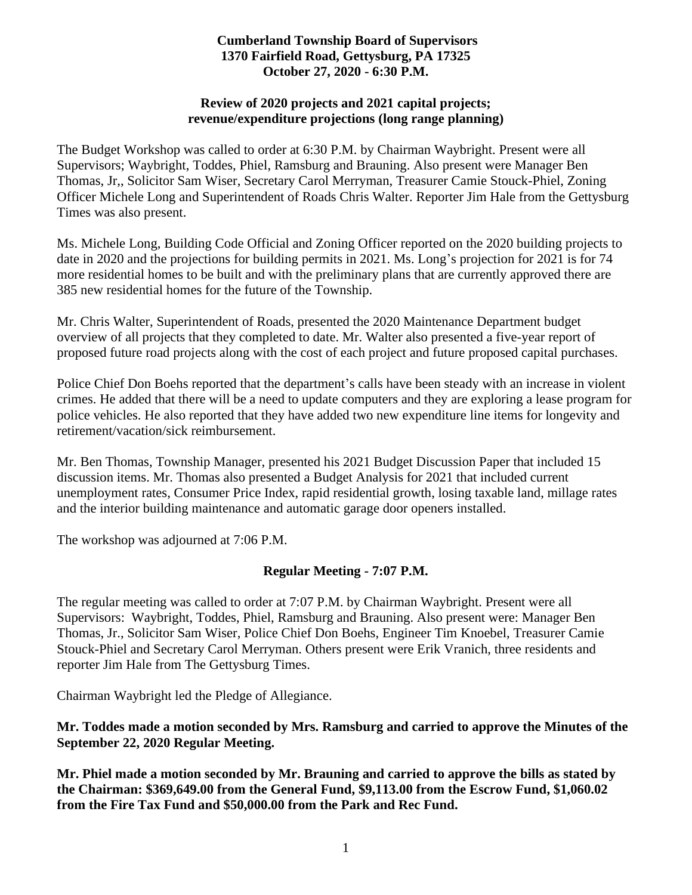**Cumberland Township Board of Supervisors**
**1370 Fairfield Road, Gettysburg, PA 17325**
**October 27, 2020 - 6:30 P.M.**

**Review of 2020 projects and 2021 capital projects; revenue/expenditure projections (long range planning)**

The Budget Workshop was called to order at 6:30 P.M. by Chairman Waybright. Present were all Supervisors; Waybright, Toddes, Phiel, Ramsburg and Brauning. Also present were Manager Ben Thomas, Jr,, Solicitor Sam Wiser, Secretary Carol Merryman, Treasurer Camie Stouck-Phiel, Zoning Officer Michele Long and Superintendent of Roads Chris Walter. Reporter Jim Hale from the Gettysburg Times was also present.

Ms. Michele Long, Building Code Official and Zoning Officer reported on the 2020 building projects to date in 2020 and the projections for building permits in 2021. Ms. Long's projection for 2021 is for 74 more residential homes to be built and with the preliminary plans that are currently approved there are 385 new residential homes for the future of the Township.

Mr. Chris Walter, Superintendent of Roads, presented the 2020 Maintenance Department budget overview of all projects that they completed to date. Mr. Walter also presented a five-year report of proposed future road projects along with the cost of each project and future proposed capital purchases.

Police Chief Don Boehs reported that the department's calls have been steady with an increase in violent crimes. He added that there will be a need to update computers and they are exploring a lease program for police vehicles. He also reported that they have added two new expenditure line items for longevity and retirement/vacation/sick reimbursement.

Mr. Ben Thomas, Township Manager, presented his 2021 Budget Discussion Paper that included 15 discussion items. Mr. Thomas also presented a Budget Analysis for 2021 that included current unemployment rates, Consumer Price Index, rapid residential growth, losing taxable land, millage rates and the interior building maintenance and automatic garage door openers installed.

The workshop was adjourned at 7:06 P.M.

**Regular Meeting - 7:07 P.M.**

The regular meeting was called to order at 7:07 P.M. by Chairman Waybright. Present were all Supervisors: Waybright, Toddes, Phiel, Ramsburg and Brauning. Also present were: Manager Ben Thomas, Jr., Solicitor Sam Wiser, Police Chief Don Boehs, Engineer Tim Knoebel, Treasurer Camie Stouck-Phiel and Secretary Carol Merryman. Others present were Erik Vranich, three residents and reporter Jim Hale from The Gettysburg Times.

Chairman Waybright led the Pledge of Allegiance.

**Mr. Toddes made a motion seconded by Mrs. Ramsburg and carried to approve the Minutes of the September 22, 2020 Regular Meeting.**

**Mr. Phiel made a motion seconded by Mr. Brauning and carried to approve the bills as stated by the Chairman: $369,649.00 from the General Fund, $9,113.00 from the Escrow Fund, $1,060.02 from the Fire Tax Fund and $50,000.00 from the Park and Rec Fund.**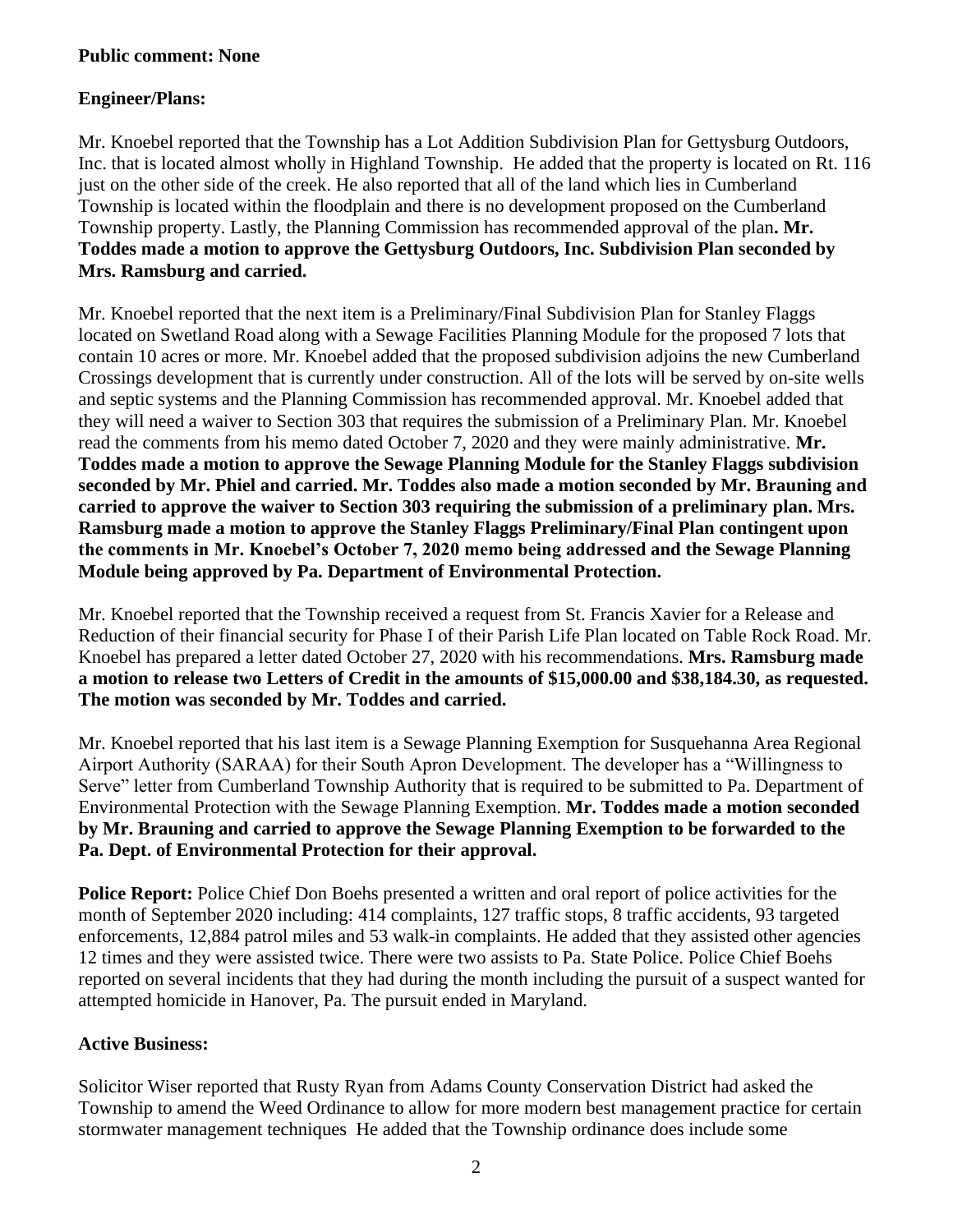**Public comment: None**

**Engineer/Plans:**

Mr. Knoebel reported that the Township has a Lot Addition Subdivision Plan for Gettysburg Outdoors, Inc. that is located almost wholly in Highland Township. He added that the property is located on Rt. 116 just on the other side of the creek. He also reported that all of the land which lies in Cumberland Township is located within the floodplain and there is no development proposed on the Cumberland Township property. Lastly, the Planning Commission has recommended approval of the plan**. Mr. Toddes made a motion to approve the Gettysburg Outdoors, Inc. Subdivision Plan seconded by Mrs. Ramsburg and carried.**

Mr. Knoebel reported that the next item is a Preliminary/Final Subdivision Plan for Stanley Flaggs located on Swetland Road along with a Sewage Facilities Planning Module for the proposed 7 lots that contain 10 acres or more. Mr. Knoebel added that the proposed subdivision adjoins the new Cumberland Crossings development that is currently under construction. All of the lots will be served by on-site wells and septic systems and the Planning Commission has recommended approval. Mr. Knoebel added that they will need a waiver to Section 303 that requires the submission of a Preliminary Plan. Mr. Knoebel read the comments from his memo dated October 7, 2020 and they were mainly administrative. **Mr. Toddes made a motion to approve the Sewage Planning Module for the Stanley Flaggs subdivision seconded by Mr. Phiel and carried. Mr. Toddes also made a motion seconded by Mr. Brauning and carried to approve the waiver to Section 303 requiring the submission of a preliminary plan. Mrs. Ramsburg made a motion to approve the Stanley Flaggs Preliminary/Final Plan contingent upon the comments in Mr. Knoebel's October 7, 2020 memo being addressed and the Sewage Planning Module being approved by Pa. Department of Environmental Protection.**

Mr. Knoebel reported that the Township received a request from St. Francis Xavier for a Release and Reduction of their financial security for Phase I of their Parish Life Plan located on Table Rock Road. Mr. Knoebel has prepared a letter dated October 27, 2020 with his recommendations. **Mrs. Ramsburg made a motion to release two Letters of Credit in the amounts of $15,000.00 and $38,184.30, as requested. The motion was seconded by Mr. Toddes and carried.**

Mr. Knoebel reported that his last item is a Sewage Planning Exemption for Susquehanna Area Regional Airport Authority (SARAA) for their South Apron Development. The developer has a "Willingness to Serve" letter from Cumberland Township Authority that is required to be submitted to Pa. Department of Environmental Protection with the Sewage Planning Exemption. **Mr. Toddes made a motion seconded by Mr. Brauning and carried to approve the Sewage Planning Exemption to be forwarded to the Pa. Dept. of Environmental Protection for their approval.**

**Police Report:** Police Chief Don Boehs presented a written and oral report of police activities for the month of September 2020 including: 414 complaints, 127 traffic stops, 8 traffic accidents, 93 targeted enforcements, 12,884 patrol miles and 53 walk-in complaints. He added that they assisted other agencies 12 times and they were assisted twice. There were two assists to Pa. State Police. Police Chief Boehs reported on several incidents that they had during the month including the pursuit of a suspect wanted for attempted homicide in Hanover, Pa. The pursuit ended in Maryland.

**Active Business:**

Solicitor Wiser reported that Rusty Ryan from Adams County Conservation District had asked the Township to amend the Weed Ordinance to allow for more modern best management practice for certain stormwater management techniques He added that the Township ordinance does include some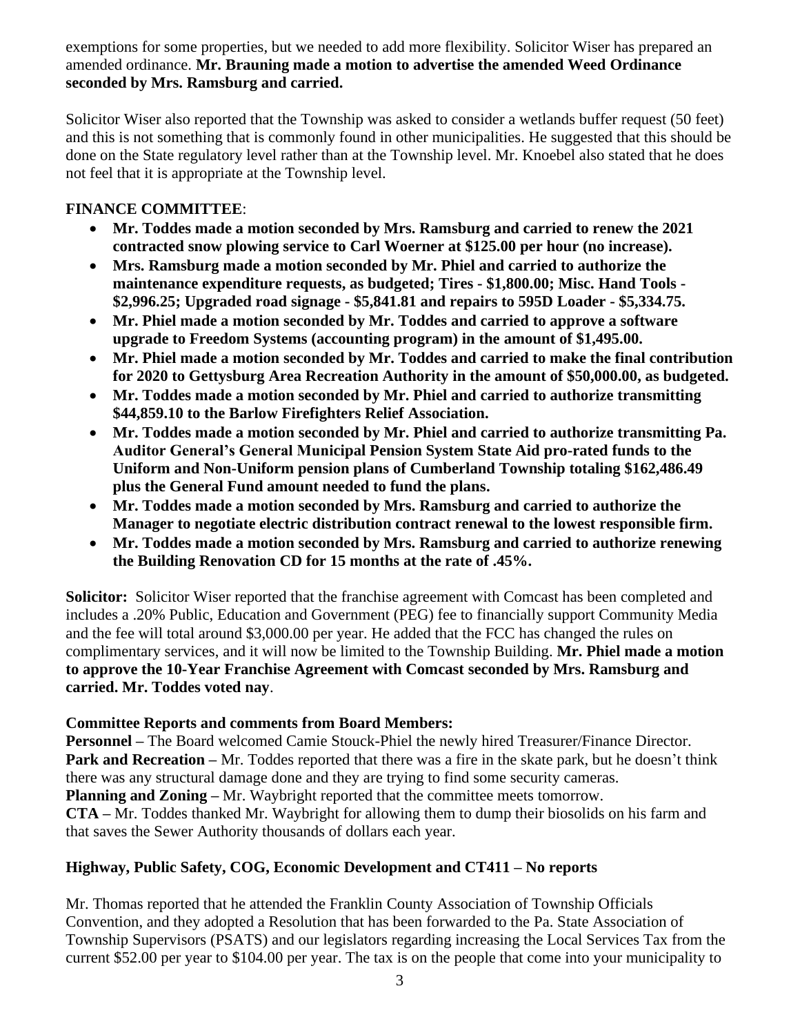exemptions for some properties, but we needed to add more flexibility. Solicitor Wiser has prepared an amended ordinance. **Mr. Brauning made a motion to advertise the amended Weed Ordinance seconded by Mrs. Ramsburg and carried.**

Solicitor Wiser also reported that the Township was asked to consider a wetlands buffer request (50 feet) and this is not something that is commonly found in other municipalities. He suggested that this should be done on the State regulatory level rather than at the Township level. Mr. Knoebel also stated that he does not feel that it is appropriate at the Township level.

**FINANCE COMMITTEE**:

- **Mr. Toddes made a motion seconded by Mrs. Ramsburg and carried to renew the 2021 contracted snow plowing service to Carl Woerner at $125.00 per hour (no increase).**
- **Mrs. Ramsburg made a motion seconded by Mr. Phiel and carried to authorize the maintenance expenditure requests, as budgeted; Tires - $1,800.00; Misc. Hand Tools - $2,996.25; Upgraded road signage - $5,841.81 and repairs to 595D Loader - $5,334.75.**
- **Mr. Phiel made a motion seconded by Mr. Toddes and carried to approve a software upgrade to Freedom Systems (accounting program) in the amount of $1,495.00.**
- **Mr. Phiel made a motion seconded by Mr. Toddes and carried to make the final contribution for 2020 to Gettysburg Area Recreation Authority in the amount of $50,000.00, as budgeted.**
- **Mr. Toddes made a motion seconded by Mr. Phiel and carried to authorize transmitting $44,859.10 to the Barlow Firefighters Relief Association.**
- **Mr. Toddes made a motion seconded by Mr. Phiel and carried to authorize transmitting Pa. Auditor General's General Municipal Pension System State Aid pro-rated funds to the Uniform and Non-Uniform pension plans of Cumberland Township totaling $162,486.49 plus the General Fund amount needed to fund the plans.**
- **Mr. Toddes made a motion seconded by Mrs. Ramsburg and carried to authorize the Manager to negotiate electric distribution contract renewal to the lowest responsible firm.**
- **Mr. Toddes made a motion seconded by Mrs. Ramsburg and carried to authorize renewing the Building Renovation CD for 15 months at the rate of .45%.**

**Solicitor:** Solicitor Wiser reported that the franchise agreement with Comcast has been completed and includes a .20% Public, Education and Government (PEG) fee to financially support Community Media and the fee will total around $3,000.00 per year. He added that the FCC has changed the rules on complimentary services, and it will now be limited to the Township Building. **Mr. Phiel made a motion to approve the 10-Year Franchise Agreement with Comcast seconded by Mrs. Ramsburg and carried. Mr. Toddes voted nay**.

**Committee Reports and comments from Board Members:**

**Personnel –** The Board welcomed Camie Stouck-Phiel the newly hired Treasurer/Finance Director.
**Park and Recreation –** Mr. Toddes reported that there was a fire in the skate park, but he doesn't think there was any structural damage done and they are trying to find some security cameras.
**Planning and Zoning –** Mr. Waybright reported that the committee meets tomorrow.
**CTA –** Mr. Toddes thanked Mr. Waybright for allowing them to dump their biosolids on his farm and that saves the Sewer Authority thousands of dollars each year.

**Highway, Public Safety, COG, Economic Development and CT411 – No reports**

Mr. Thomas reported that he attended the Franklin County Association of Township Officials Convention, and they adopted a Resolution that has been forwarded to the Pa. State Association of Township Supervisors (PSATS) and our legislators regarding increasing the Local Services Tax from the current $52.00 per year to $104.00 per year. The tax is on the people that come into your municipality to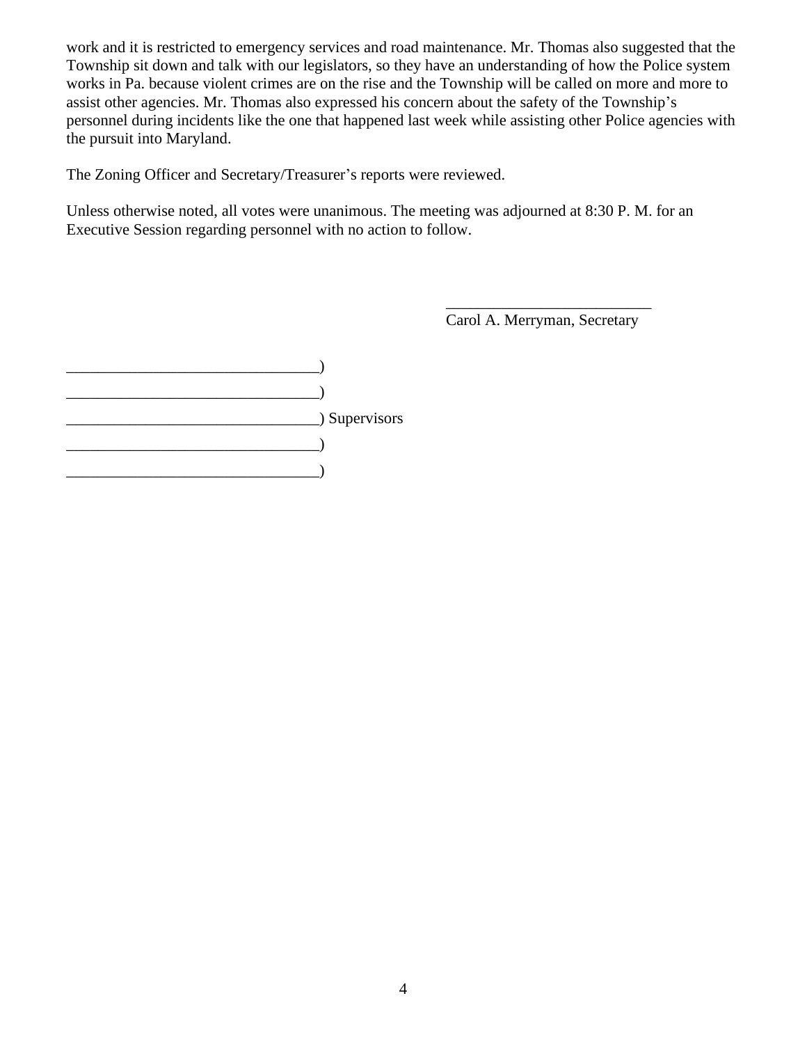work and it is restricted to emergency services and road maintenance. Mr. Thomas also suggested that the Township sit down and talk with our legislators, so they have an understanding of how the Police system works in Pa. because violent crimes are on the rise and the Township will be called on more and more to assist other agencies. Mr. Thomas also expressed his concern about the safety of the Township's personnel during incidents like the one that happened last week while assisting other Police agencies with the pursuit into Maryland.

The Zoning Officer and Secretary/Treasurer's reports were reviewed.

Unless otherwise noted, all votes were unanimous. The meeting was adjourned at 8:30 P. M. for an Executive Session regarding personnel with no action to follow.

\_\_\_\_\_\_\_\_\_\_\_\_\_\_\_\_\_\_\_\_\_\_\_\_\_\_
Carol A. Merryman, Secretary

\_\_\_\_\_\_\_\_\_\_\_\_\_\_\_\_\_\_\_\_\_\_\_\_\_\_\_\_\_\_\_\_)
\_\_\_\_\_\_\_\_\_\_\_\_\_\_\_\_\_\_\_\_\_\_\_\_\_\_\_\_\_\_\_\_)
\_\_\_\_\_\_\_\_\_\_\_\_\_\_\_\_\_\_\_\_\_\_\_\_\_\_\_\_\_\_\_\_) Supervisors
\_\_\_\_\_\_\_\_\_\_\_\_\_\_\_\_\_\_\_\_\_\_\_\_\_\_\_\_\_\_\_\_)
\_\_\_\_\_\_\_\_\_\_\_\_\_\_\_\_\_\_\_\_\_\_\_\_\_\_\_\_\_\_\_\_)